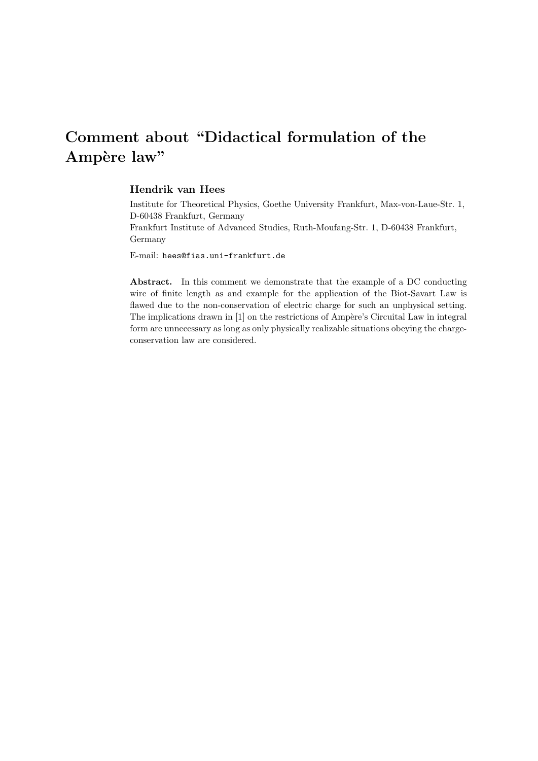# Comment about "Didactical formulation of the Ampère law"

**Hendrik van Hees**

Institute for Theoretical Physics, Goethe University Frankfurt, Max-von-Laue-Str. 1, D-60438 Frankfurt, Germany

Frankfurt Institute of Advanced Studies, Ruth-Moufang-Str. 1, D-60438 Frankfurt, Germany

E-mail: `hees@fias.uni-frankfurt.de`

**Abstract.** In this comment we demonstrate that the example of a DC conducting wire of finite length as and example for the application of the Biot-Savart Law is flawed due to the non-conservation of electric charge for such an unphysical setting. The implications drawn in [1] on the restrictions of Ampère's Circuital Law in integral form are unnecessary as long as only physically realizable situations obeying the charge-conservation law are considered.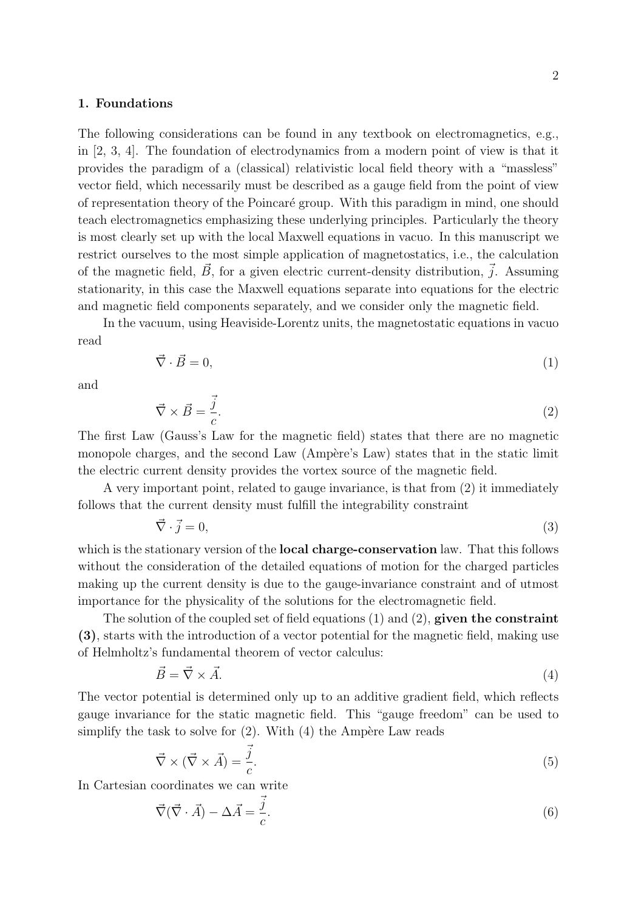## 1. Foundations

The following considerations can be found in any textbook on electromagnetics, e.g., in [2, 3, 4]. The foundation of electrodynamics from a modern point of view is that it provides the paradigm of a (classical) relativistic local field theory with a "massless" vector field, which necessarily must be described as a gauge field from the point of view of representation theory of the Poincaré group. With this paradigm in mind, one should teach electromagnetics emphasizing these underlying principles. Particularly the theory is most clearly set up with the local Maxwell equations in vacuo. In this manuscript we restrict ourselves to the most simple application of magnetostatics, i.e., the calculation of the magnetic field, $\vec{B}$, for a given electric current-density distribution, $\vec{j}$. Assuming stationarity, in this case the Maxwell equations separate into equations for the electric and magnetic field components separately, and we consider only the magnetic field.

In the vacuum, using Heaviside-Lorentz units, the magnetostatic equations in vacuo read

$$\vec{\nabla} \cdot \vec{B} = 0, \tag{1}$$

and

$$\vec{\nabla} \times \vec{B} = \frac{\vec{j}}{c}. \tag{2}$$

The first Law (Gauss's Law for the magnetic field) states that there are no magnetic monopole charges, and the second Law (Ampère's Law) states that in the static limit the electric current density provides the vortex source of the magnetic field.

A very important point, related to gauge invariance, is that from (2) it immediately follows that the current density must fulfill the integrability constraint

$$\vec{\nabla} \cdot \vec{j} = 0, \tag{3}$$

which is the stationary version of the **local charge-conservation** law. That this follows without the consideration of the detailed equations of motion for the charged particles making up the current density is due to the gauge-invariance constraint and of utmost importance for the physicality of the solutions for the electromagnetic field.

The solution of the coupled set of field equations (1) and (2), **given the constraint (3)**, starts with the introduction of a vector potential for the magnetic field, making use of Helmholtz's fundamental theorem of vector calculus:

$$\vec{B} = \vec{\nabla} \times \vec{A}. \tag{4}$$

The vector potential is determined only up to an additive gradient field, which reflects gauge invariance for the static magnetic field. This "gauge freedom" can be used to simplify the task to solve for (2). With (4) the Ampère Law reads

$$\vec{\nabla} \times (\vec{\nabla} \times \vec{A}) = \frac{\vec{j}}{c}. \tag{5}$$

In Cartesian coordinates we can write

$$\vec{\nabla}(\vec{\nabla} \cdot \vec{A}) - \Delta \vec{A} = \frac{\vec{j}}{c}. \tag{6}$$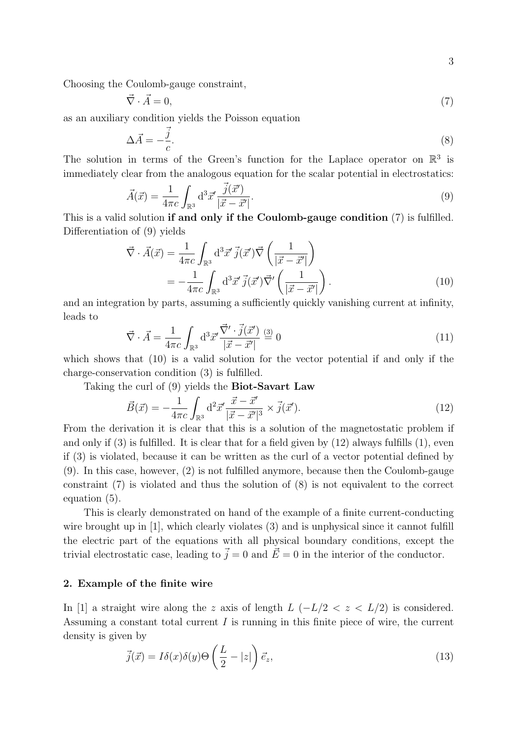Choosing the Coulomb-gauge constraint,

$$\vec{\nabla} \cdot \vec{A} = 0, \tag{7}$$

as an auxiliary condition yields the Poisson equation

$$\Delta \vec{A} = -\frac{\vec{j}}{c}. \tag{8}$$

The solution in terms of the Green's function for the Laplace operator on $\mathbb{R}^3$ is immediately clear from the analogous equation for the scalar potential in electrostatics:

$$\vec{A}(\vec{x}) = \frac{1}{4\pi c} \int_{\mathbb{R}^3} \mathrm{d}^3\vec{x}' \frac{\vec{j}(\vec{x}')}{|\vec{x} - \vec{x}'|}. \tag{9}$$

This is a valid solution **if and only if the Coulomb-gauge condition** (7) is fulfilled. Differentiation of (9) yields

$$\begin{aligned}
\vec{\nabla} \cdot \vec{A}(\vec{x}) &= \frac{1}{4\pi c} \int_{\mathbb{R}^3} \mathrm{d}^3\vec{x}' \, \vec{j}(\vec{x}') \vec{\nabla} \left( \frac{1}{|\vec{x} - \vec{x}'|} \right) \\
&= -\frac{1}{4\pi c} \int_{\mathbb{R}^3} \mathrm{d}^3\vec{x}' \, \vec{j}(\vec{x}') \vec{\nabla}' \left( \frac{1}{|\vec{x} - \vec{x}'|} \right).
\end{aligned} \tag{10}$$

and an integration by parts, assuming a sufficiently quickly vanishing current at infinity, leads to

$$\vec{\nabla} \cdot \vec{A} = \frac{1}{4\pi c} \int_{\mathbb{R}^3} \mathrm{d}^3\vec{x}' \frac{\vec{\nabla}' \cdot \vec{j}(\vec{x}')}{|\vec{x} - \vec{x}'|} \stackrel{(3)}{=} 0 \tag{11}$$

which shows that (10) is a valid solution for the vector potential if and only if the charge-conservation condition (3) is fulfilled.

Taking the curl of (9) yields the **Biot-Savart Law**

$$\vec{B}(\vec{x}) = -\frac{1}{4\pi c} \int_{\mathbb{R}^3} \mathrm{d}^2\vec{x}' \frac{\vec{x} - \vec{x}'}{|\vec{x} - \vec{x}'|^3} \times \vec{j}(\vec{x}'). \tag{12}$$

From the derivation it is clear that this is a solution of the magnetostatic problem if and only if (3) is fulfilled. It is clear that for a field given by (12) always fulfills (1), even if (3) is violated, because it can be written as the curl of a vector potential defined by (9). In this case, however, (2) is not fulfilled anymore, because then the Coulomb-gauge constraint (7) is violated and thus the solution of (8) is not equivalent to the correct equation (5).

This is clearly demonstrated on hand of the example of a finite current-conducting wire brought up in [1], which clearly violates (3) and is unphysical since it cannot fulfill the electric part of the equations with all physical boundary conditions, except the trivial electrostatic case, leading to $\vec{j} = 0$ and $\vec{E} = 0$ in the interior of the conductor.

## 2. Example of the finite wire

In [1] a straight wire along the $z$ axis of length $L$ ($-L/2 < z < L/2$) is considered. Assuming a constant total current $I$ is running in this finite piece of wire, the current density is given by

$$\vec{j}(\vec{x}) = I\delta(x)\delta(y)\Theta\left(\frac{L}{2} - |z|\right)\vec{e}_z, \tag{13}$$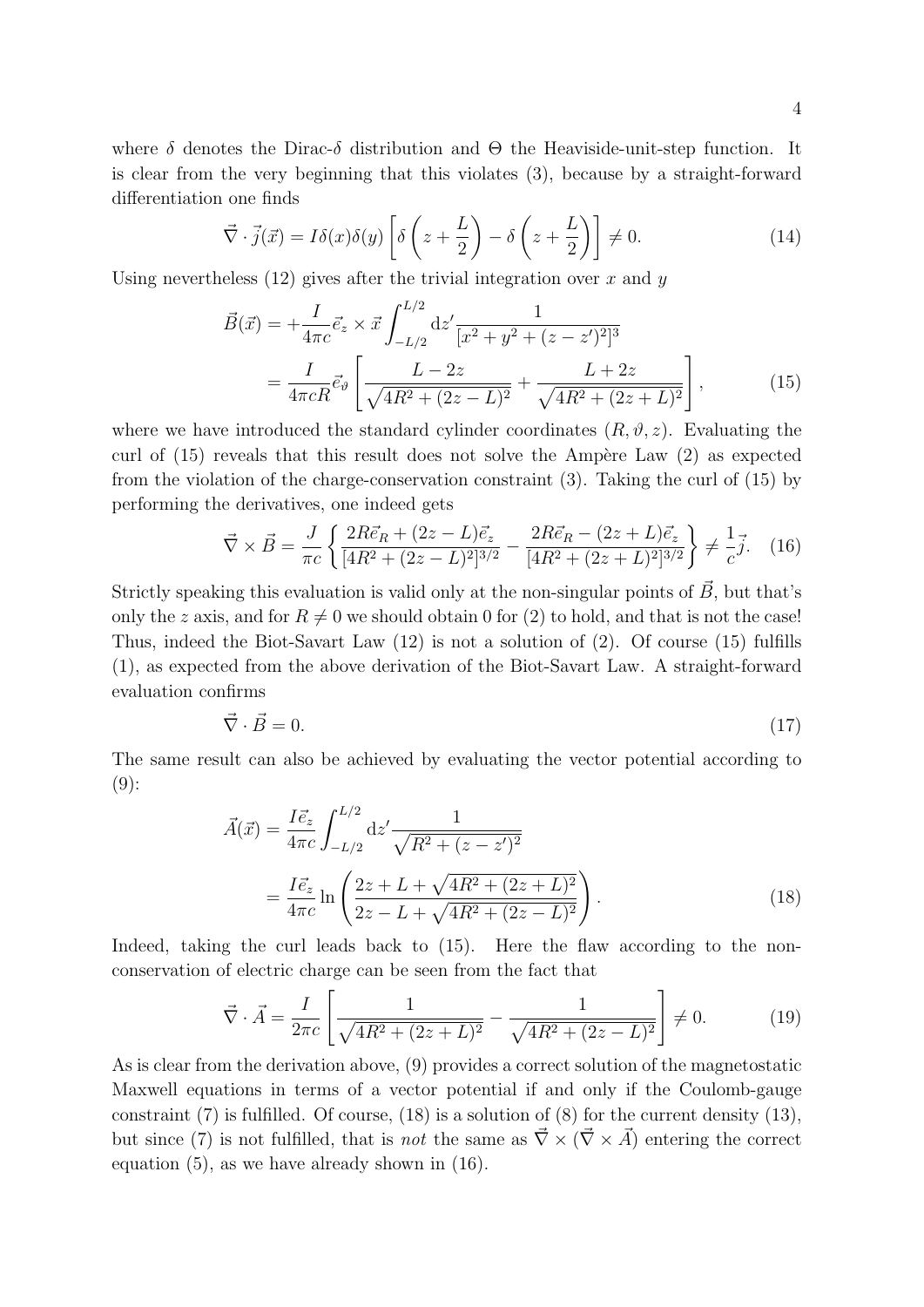where $\delta$ denotes the Dirac-$\delta$ distribution and $\Theta$ the Heaviside-unit-step function. It is clear from the very beginning that this violates (3), because by a straight-forward differentiation one finds

$$\vec{\nabla} \cdot \vec{j}(\vec{x}) = I\delta(x)\delta(y) \left[\delta\left(z + \frac{L}{2}\right) - \delta\left(z + \frac{L}{2}\right)\right] \neq 0. \tag{14}$$

Using nevertheless (12) gives after the trivial integration over $x$ and $y$

$$\begin{aligned}
\vec{B}(\vec{x}) &= +\frac{I}{4\pi c} \vec{e}_z \times \vec{x} \int_{-L/2}^{L/2} \mathrm{d}z' \frac{1}{[x^2 + y^2 + (z - z')^2]^3} \\
&= \frac{I}{4\pi c R} \vec{e}_\vartheta \left[\frac{L - 2z}{\sqrt{4R^2 + (2z - L)^2}} + \frac{L + 2z}{\sqrt{4R^2 + (2z + L)^2}}\right],
\end{aligned} \tag{15}$$

where we have introduced the standard cylinder coordinates $(R, \vartheta, z)$. Evaluating the curl of (15) reveals that this result does not solve the Ampère Law (2) as expected from the violation of the charge-conservation constraint (3). Taking the curl of (15) by performing the derivatives, one indeed gets

$$\vec{\nabla} \times \vec{B} = \frac{J}{\pi c} \left\{\frac{2R\vec{e}_R + (2z - L)\vec{e}_z}{[4R^2 + (2z - L)^2]^{3/2}} - \frac{2R\vec{e}_R - (2z + L)\vec{e}_z}{[4R^2 + (2z + L)^2]^{3/2}}\right\} \neq \frac{1}{c}\vec{j}. \tag{16}$$

Strictly speaking this evaluation is valid only at the non-singular points of $\vec{B}$, but that's only the $z$ axis, and for $R \neq 0$ we should obtain 0 for (2) to hold, and that is not the case! Thus, indeed the Biot-Savart Law (12) is not a solution of (2). Of course (15) fulfills (1), as expected from the above derivation of the Biot-Savart Law. A straight-forward evaluation confirms

$$\vec{\nabla} \cdot \vec{B} = 0. \tag{17}$$

The same result can also be achieved by evaluating the vector potential according to (9):

$$\begin{aligned}
\vec{A}(\vec{x}) &= \frac{I\vec{e}_z}{4\pi c} \int_{-L/2}^{L/2} \mathrm{d}z' \frac{1}{\sqrt{R^2 + (z - z')^2}} \\
&= \frac{I\vec{e}_z}{4\pi c} \ln\left(\frac{2z + L + \sqrt{4R^2 + (2z + L)^2}}{2z - L + \sqrt{4R^2 + (2z - L)^2}}\right).
\end{aligned} \tag{18}$$

Indeed, taking the curl leads back to (15). Here the flaw according to the non-conservation of electric charge can be seen from the fact that

$$\vec{\nabla} \cdot \vec{A} = \frac{I}{2\pi c} \left[\frac{1}{\sqrt{4R^2 + (2z + L)^2}} - \frac{1}{\sqrt{4R^2 + (2z - L)^2}}\right] \neq 0. \tag{19}$$

As is clear from the derivation above, (9) provides a correct solution of the magnetostatic Maxwell equations in terms of a vector potential if and only if the Coulomb-gauge constraint (7) is fulfilled. Of course, (18) is a solution of (8) for the current density (13), but since (7) is not fulfilled, that is *not* the same as $\vec{\nabla} \times (\vec{\nabla} \times \vec{A})$ entering the correct equation (5), as we have already shown in (16).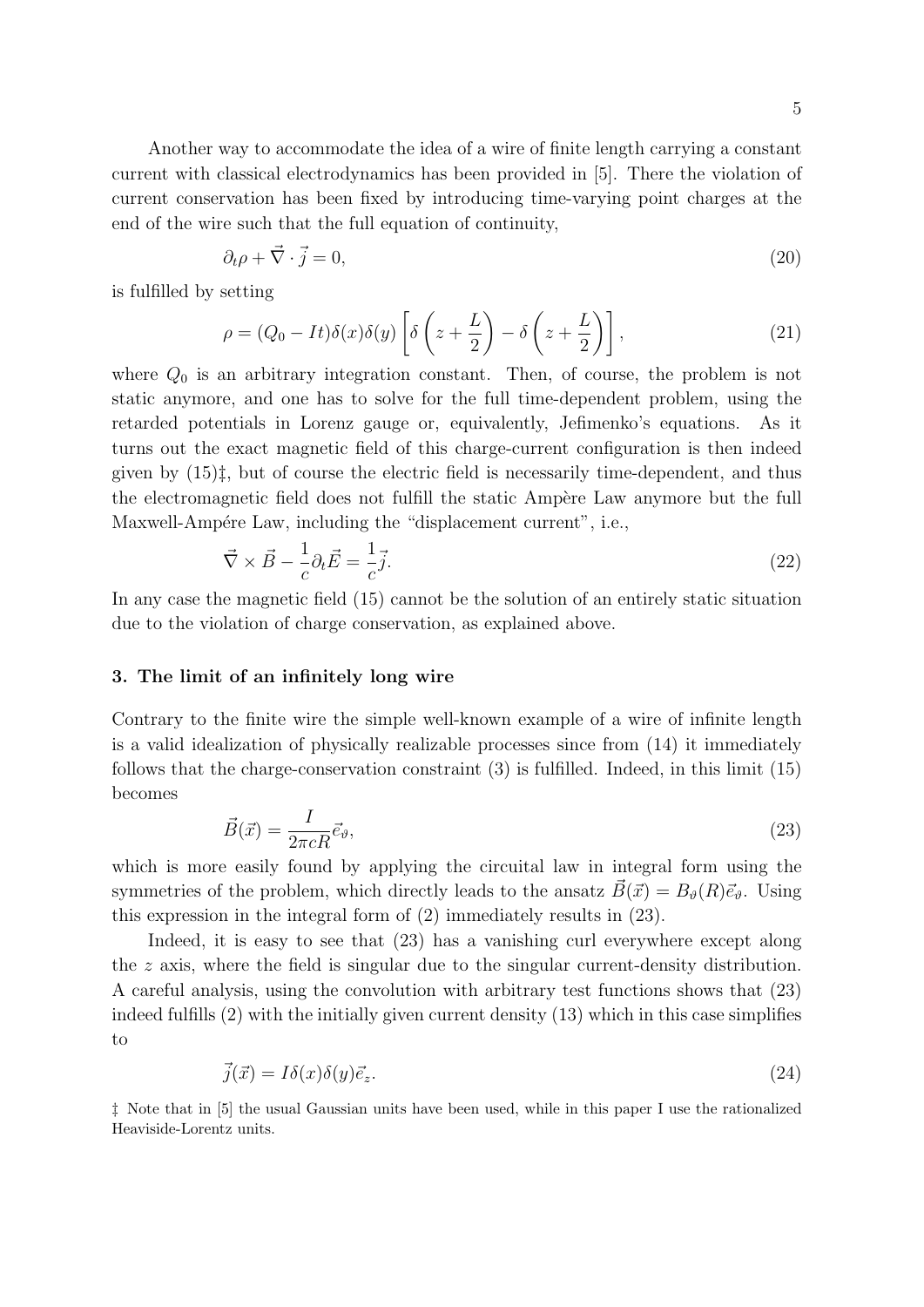Another way to accommodate the idea of a wire of finite length carrying a constant current with classical electrodynamics has been provided in [5]. There the violation of current conservation has been fixed by introducing time-varying point charges at the end of the wire such that the full equation of continuity,

$$\partial_t \rho + \vec{\nabla} \cdot \vec{j} = 0, \tag{20}$$

is fulfilled by setting

$$\rho = (Q_0 - It)\delta(x)\delta(y)\left[\delta\left(z + \frac{L}{2}\right) - \delta\left(z + \frac{L}{2}\right)\right], \tag{21}$$

where $Q_0$ is an arbitrary integration constant. Then, of course, the problem is not static anymore, and one has to solve for the full time-dependent problem, using the retarded potentials in Lorenz gauge or, equivalently, Jefimenko's equations. As it turns out the exact magnetic field of this charge-current configuration is then indeed given by (15)‡, but of course the electric field is necessarily time-dependent, and thus the electromagnetic field does not fulfill the static Ampère Law anymore but the full Maxwell-Ampére Law, including the "displacement current", i.e.,

$$\vec{\nabla} \times \vec{B} - \frac{1}{c}\partial_t \vec{E} = \frac{1}{c}\vec{j}. \tag{22}$$

In any case the magnetic field (15) cannot be the solution of an entirely static situation due to the violation of charge conservation, as explained above.

### 3. The limit of an infinitely long wire

Contrary to the finite wire the simple well-known example of a wire of infinite length is a valid idealization of physically realizable processes since from (14) it immediately follows that the charge-conservation constraint (3) is fulfilled. Indeed, in this limit (15) becomes

$$\vec{B}(\vec{x}) = \frac{I}{2\pi c R}\vec{e}_{\vartheta}, \tag{23}$$

which is more easily found by applying the circuital law in integral form using the symmetries of the problem, which directly leads to the ansatz $\vec{B}(\vec{x}) = B_{\vartheta}(R)\vec{e}_{\vartheta}$. Using this expression in the integral form of (2) immediately results in (23).

Indeed, it is easy to see that (23) has a vanishing curl everywhere except along the $z$ axis, where the field is singular due to the singular current-density distribution. A careful analysis, using the convolution with arbitrary test functions shows that (23) indeed fulfills (2) with the initially given current density (13) which in this case simplifies to

$$\vec{j}(\vec{x}) = I\delta(x)\delta(y)\vec{e}_z. \tag{24}$$

‡ Note that in [5] the usual Gaussian units have been used, while in this paper I use the rationalized Heaviside-Lorentz units.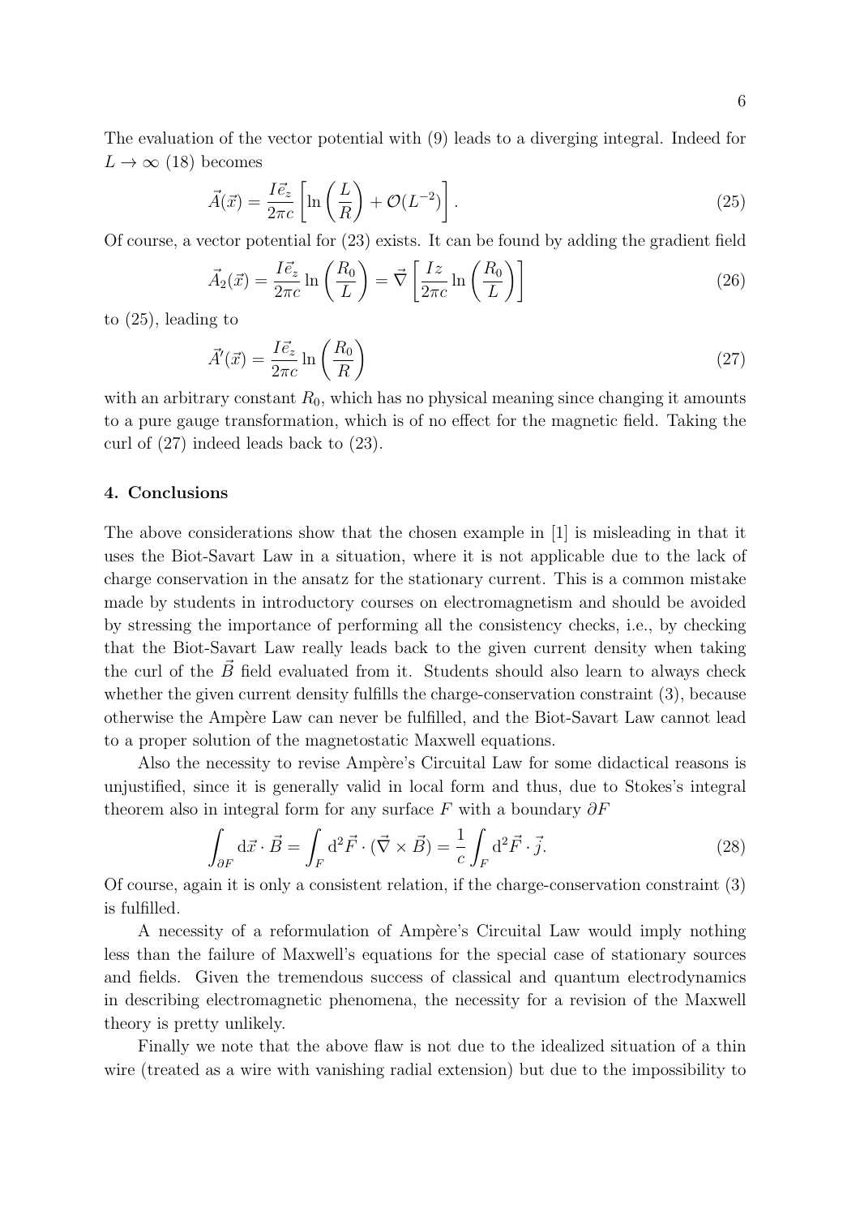The evaluation of the vector potential with (9) leads to a diverging integral. Indeed for $L \to \infty$ (18) becomes

$$\vec{A}(\vec{x}) = \frac{I\vec{e}_z}{2\pi c}\left[\ln\left(\frac{L}{R}\right) + \mathcal{O}(L^{-2})\right]. \tag{25}$$

Of course, a vector potential for (23) exists. It can be found by adding the gradient field

$$\vec{A}_2(\vec{x}) = \frac{I\vec{e}_z}{2\pi c}\ln\left(\frac{R_0}{L}\right) = \vec{\nabla}\left[\frac{Iz}{2\pi c}\ln\left(\frac{R_0}{L}\right)\right] \tag{26}$$

to (25), leading to

$$\vec{A}'(\vec{x}) = \frac{I\vec{e}_z}{2\pi c}\ln\left(\frac{R_0}{R}\right) \tag{27}$$

with an arbitrary constant $R_0$, which has no physical meaning since changing it amounts to a pure gauge transformation, which is of no effect for the magnetic field. Taking the curl of (27) indeed leads back to (23).

#### 4. Conclusions

The above considerations show that the chosen example in [1] is misleading in that it uses the Biot-Savart Law in a situation, where it is not applicable due to the lack of charge conservation in the ansatz for the stationary current. This is a common mistake made by students in introductory courses on electromagnetism and should be avoided by stressing the importance of performing all the consistency checks, i.e., by checking that the Biot-Savart Law really leads back to the given current density when taking the curl of the $\vec{B}$ field evaluated from it. Students should also learn to always check whether the given current density fulfills the charge-conservation constraint (3), because otherwise the Ampère Law can never be fulfilled, and the Biot-Savart Law cannot lead to a proper solution of the magnetostatic Maxwell equations.

Also the necessity to revise Ampère's Circuital Law for some didactical reasons is unjustified, since it is generally valid in local form and thus, due to Stokes's integral theorem also in integral form for any surface $F$ with a boundary $\partial F$

$$\int_{\partial F} \mathrm{d}\vec{x} \cdot \vec{B} = \int_F \mathrm{d}^2\vec{F} \cdot (\vec{\nabla} \times \vec{B}) = \frac{1}{c}\int_F \mathrm{d}^2\vec{F} \cdot \vec{j}. \tag{28}$$

Of course, again it is only a consistent relation, if the charge-conservation constraint (3) is fulfilled.

A necessity of a reformulation of Ampère's Circuital Law would imply nothing less than the failure of Maxwell's equations for the special case of stationary sources and fields. Given the tremendous success of classical and quantum electrodynamics in describing electromagnetic phenomena, the necessity for a revision of the Maxwell theory is pretty unlikely.

Finally we note that the above flaw is not due to the idealized situation of a thin wire (treated as a wire with vanishing radial extension) but due to the impossibility to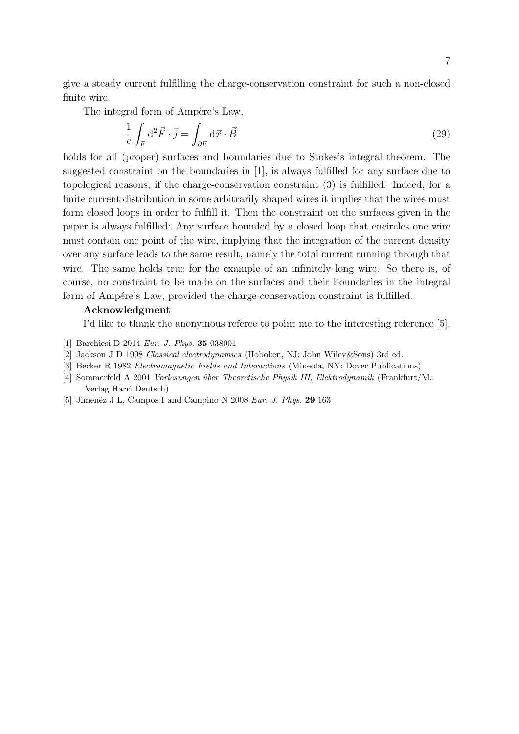give a steady current fulfilling the charge-conservation constraint for such a non-closed finite wire.

The integral form of Ampère's Law,

$$\frac{1}{c}\int_F \mathrm{d}^2\vec{F}\cdot\vec{j} = \int_{\partial F} \mathrm{d}\vec{x}\cdot\vec{B} \tag{29}$$

holds for all (proper) surfaces and boundaries due to Stokes's integral theorem. The suggested constraint on the boundaries in [1], is always fulfilled for any surface due to topological reasons, if the charge-conservation constraint (3) is fulfilled: Indeed, for a finite current distribution in some arbitrarily shaped wires it implies that the wires must form closed loops in order to fulfill it. Then the constraint on the surfaces given in the paper is always fulfilled: Any surface bounded by a closed loop that encircles one wire must contain one point of the wire, implying that the integration of the current density over any surface leads to the same result, namely the total current running through that wire. The same holds true for the example of an infinitely long wire. So there is, of course, no constraint to be made on the surfaces and their boundaries in the integral form of Ampére's Law, provided the charge-conservation constraint is fulfilled.

**Acknowledgment**

I'd like to thank the anonymous referee to point me to the interesting reference [5].

[1] Barchiesi D 2014 *Eur. J. Phys.* **35** 038001

[2] Jackson J D 1998 *Classical electrodynamics* (Hoboken, NJ: John Wiley&Sons) 3rd ed.

[3] Becker R 1982 *Electromagnetic Fields and Interactions* (Mineola, NY: Dover Publications)

[4] Sommerfeld A 2001 *Vorlesungen über Theoretische Physik III, Elektrodynamik* (Frankfurt/M.: Verlag Harri Deutsch)

[5] Jimenéz J L, Campos I and Campino N 2008 *Eur. J. Phys.* **29** 163